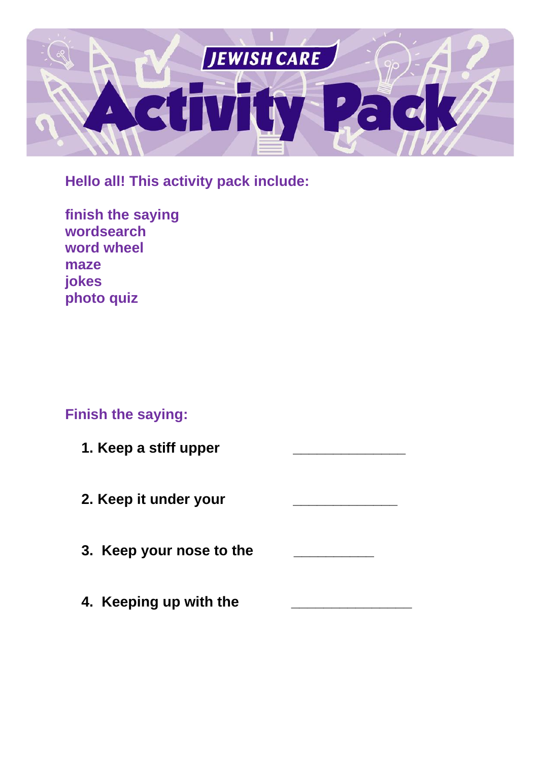# JEWISH CARE Activity Pack

**Hello all! This activity pack include:**

**finish the saying**
**wordsearch**
**word wheel**
**maze**
**jokes**
**photo quiz**

## Finish the saying:

1. **Keep a stiff upper** _______________

2. **Keep it under your** ______________

3. **Keep your nose to the** ___________

4. **Keeping up with the** ________________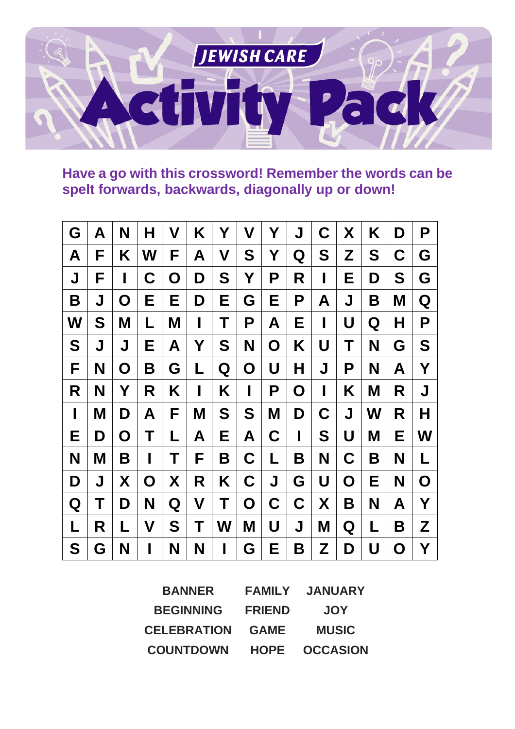# JEWISH CARE Activity Pack

**Have a go with this crossword! Remember the words can be spelt forwards, backwards, diagonally up or down!**

| | | | | | | | | | | | | | | |
|---|---|---|---|---|---|---|---|---|---|---|---|---|---|---|
| G | A | N | H | V | K | Y | V | Y | J | C | X | K | D | P |
| A | F | K | W | F | A | V | S | Y | Q | S | Z | S | C | G |
| J | F | I | C | O | D | S | Y | P | R | I | E | D | S | G |
| B | J | O | E | E | D | E | G | E | P | A | J | B | M | Q |
| W | S | M | L | M | I | T | P | A | E | I | U | Q | H | P |
| S | J | J | E | A | Y | S | N | O | K | U | T | N | G | S |
| F | N | O | B | G | L | Q | O | U | H | J | P | N | A | Y |
| R | N | Y | R | K | I | K | I | P | O | I | K | M | R | J |
| I | M | D | A | F | M | S | S | M | D | C | J | W | R | H |
| E | D | O | T | L | A | E | A | C | I | S | U | M | E | W |
| N | M | B | I | T | F | B | C | L | B | N | C | B | N | L |
| D | J | X | O | X | R | K | C | J | G | U | O | E | N | O |
| Q | T | D | N | Q | V | T | O | C | C | X | B | N | A | Y |
| L | R | L | V | S | T | W | M | U | J | M | Q | L | B | Z |
| S | G | N | I | N | N | I | G | E | B | Z | D | U | O | Y |

| | | |
|---|---|---|
| BANNER | FAMILY | JANUARY |
| BEGINNING | FRIEND | JOY |
| CELEBRATION | GAME | MUSIC |
| COUNTDOWN | HOPE | OCCASION |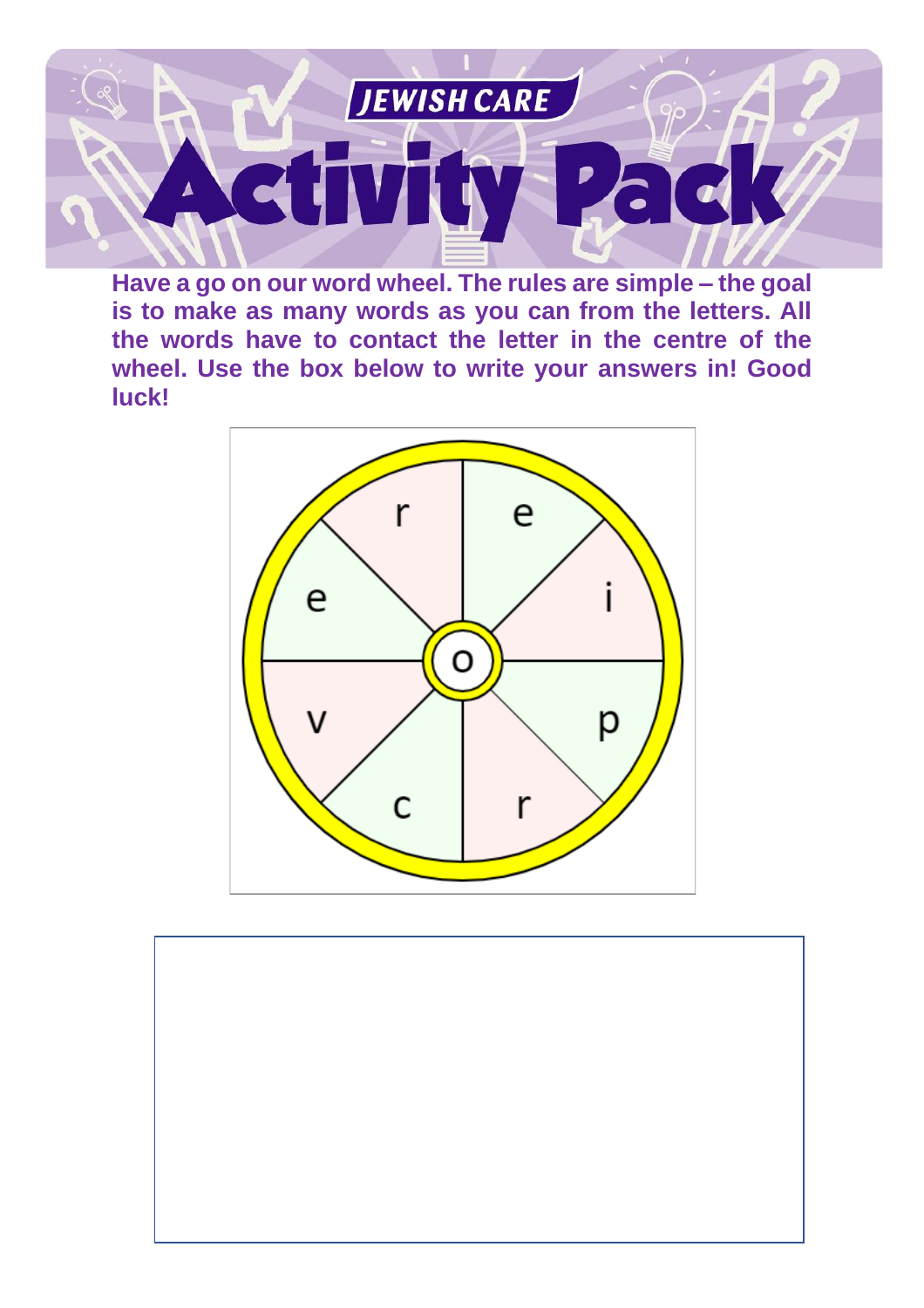# JEWISH CARE Activity Pack

**Have a go on our word wheel. The rules are simple – the goal is to make as many words as you can from the letters. All the words have to contact the letter in the centre of the wheel. Use the box below to write your answers in! Good luck!**

r e i p r c v e

o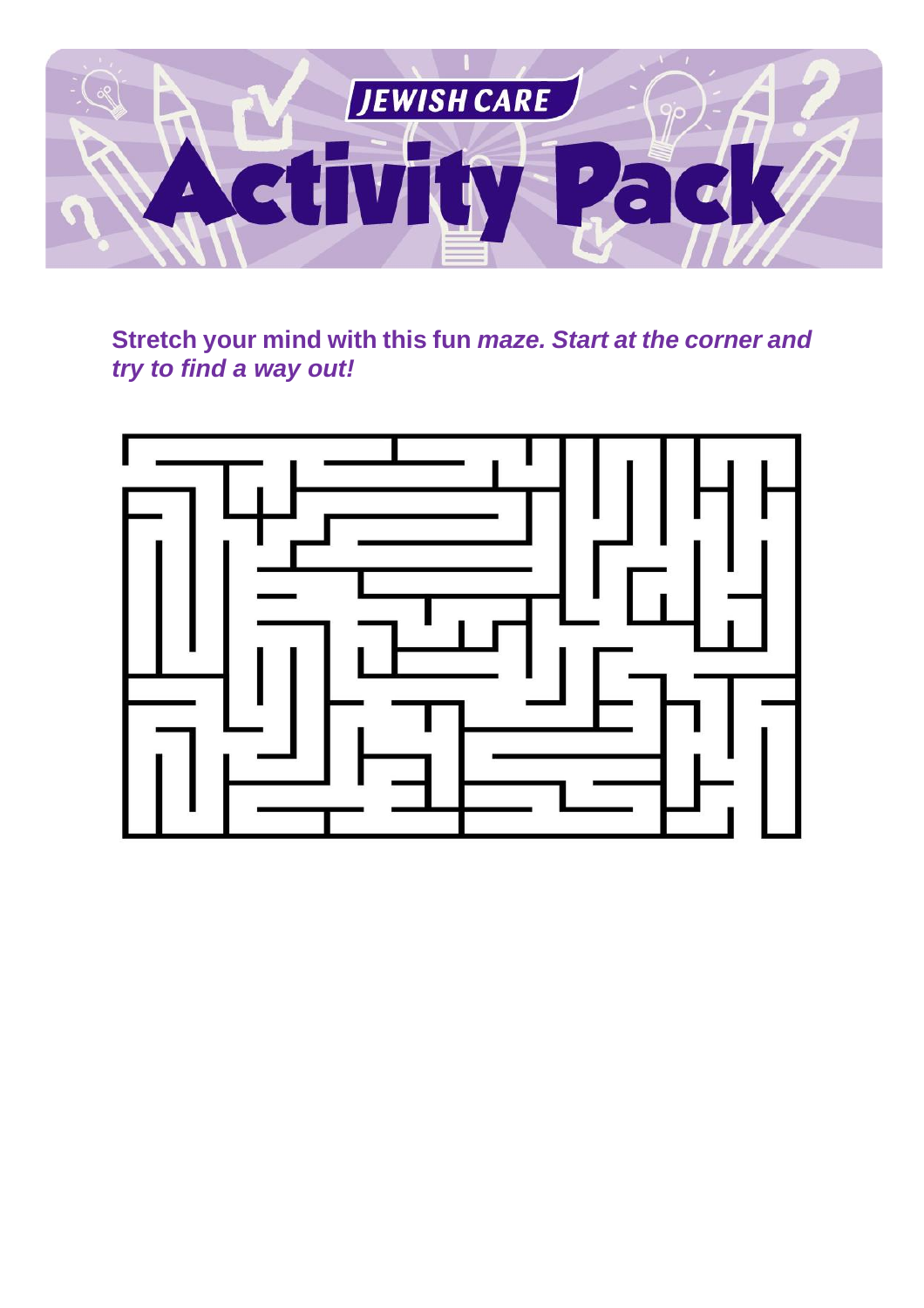**Stretch your mind with this fun *maze. Start at the corner and try to find a way out!***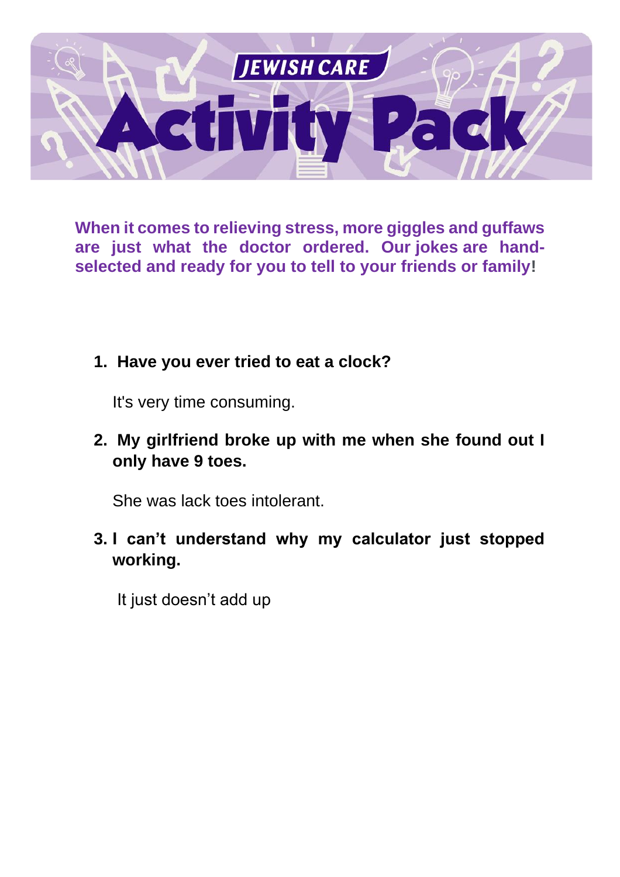# JEWISH CARE Activity Pack

**When it comes to relieving stress, more giggles and guffaws are just what the doctor ordered. Our jokes are hand-selected and ready for you to tell to your friends or family!**

1. **Have you ever tried to eat a clock?**

   It's very time consuming.

2. **My girlfriend broke up with me when she found out I only have 9 toes.**

   She was lack toes intolerant.

3. **I can't understand why my calculator just stopped working.**

   It just doesn't add up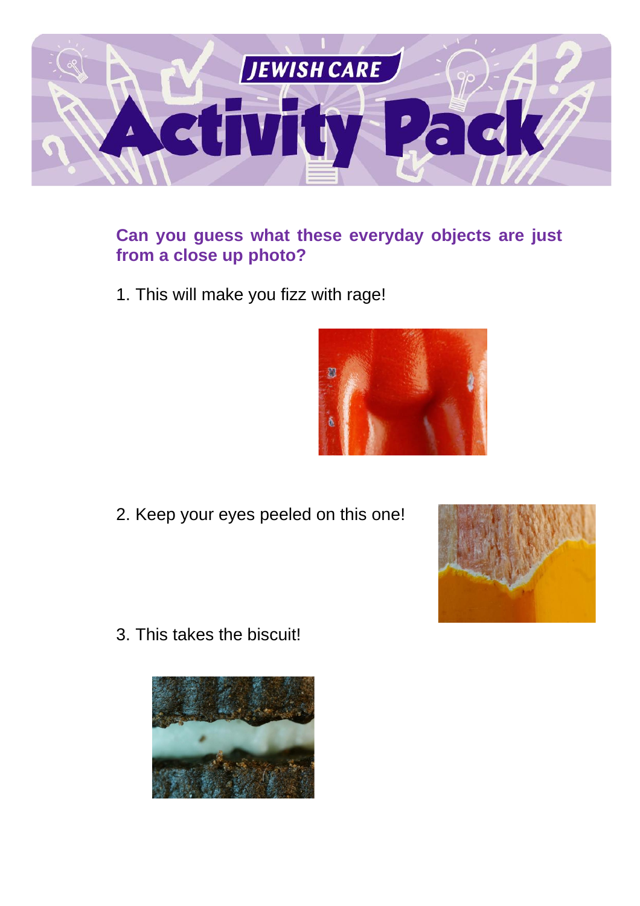**Can you guess what these everyday objects are just from a close up photo?**

1. This will make you fizz with rage!

2. Keep your eyes peeled on this one!

3. This takes the biscuit!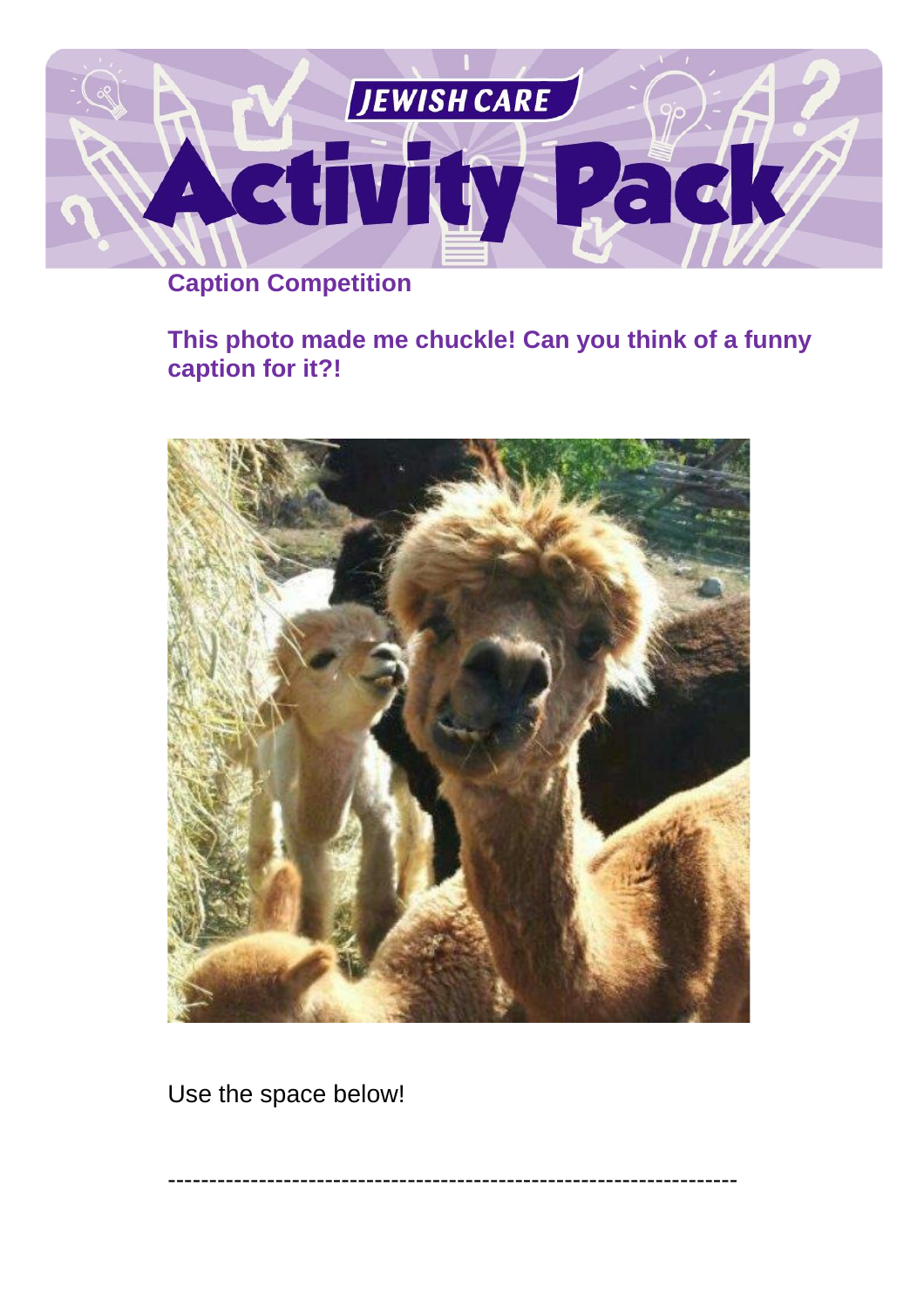**Caption Competition**

**This photo made me chuckle! Can you think of a funny caption for it?!**

Use the space below!

-----------------------------------------------------------------------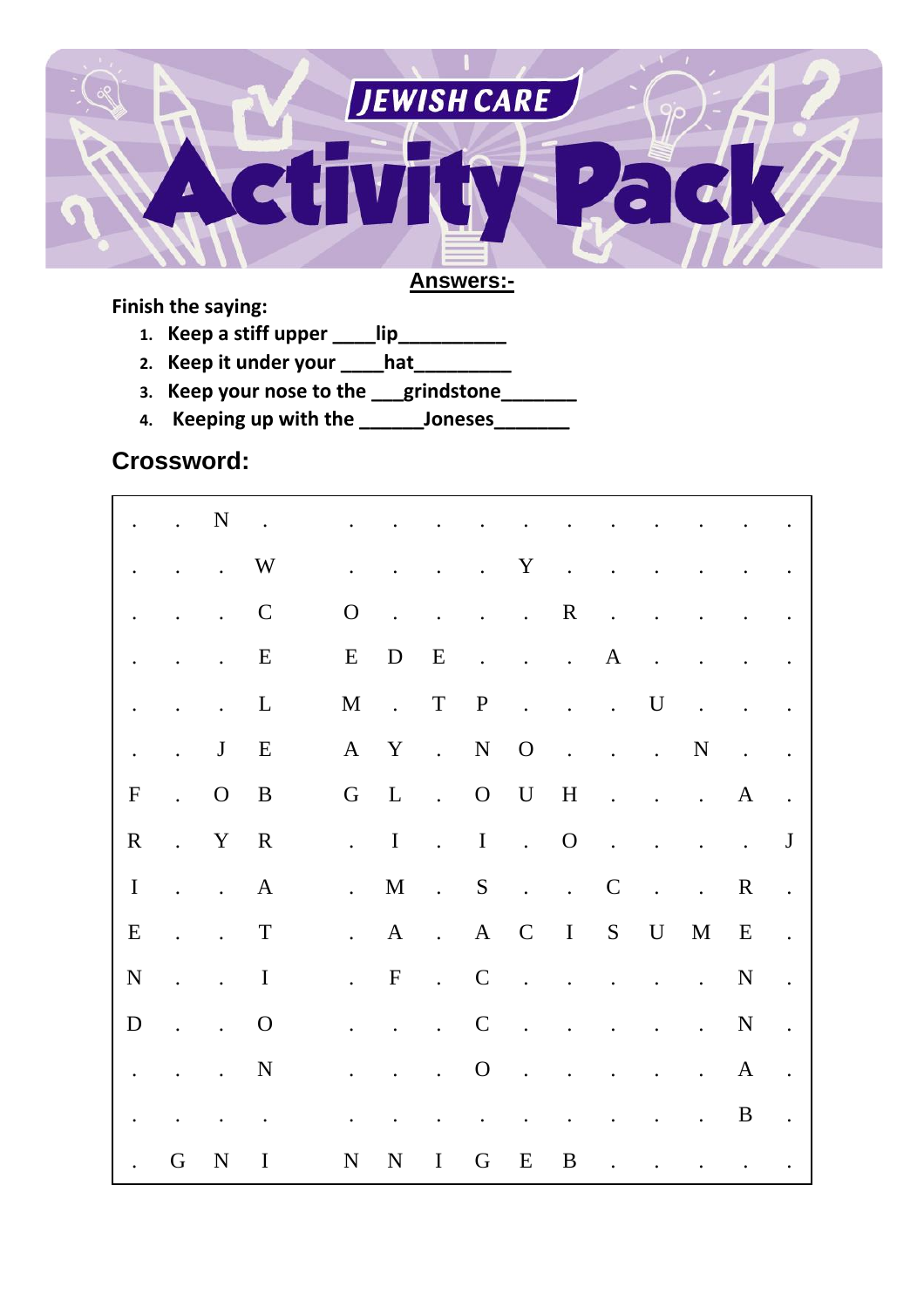# Answers:-

**Finish the saying:**

1. **Keep a stiff upper \_\_\_\_lip\_\_\_\_\_\_\_\_\_\_**
2. **Keep it under your \_\_\_\_hat\_\_\_\_\_\_\_\_\_**
3. **Keep your nose to the \_\_\_grindstone\_\_\_\_\_\_\_**
4. **Keeping up with the \_\_\_\_\_\_Joneses\_\_\_\_\_\_\_**

## Crossword:

| | | | | | | | | | | | | | | | |
|---|---|---|---|---|---|---|---|---|---|---|---|---|---|---|---|
| . | . | N | . | . | . | . | . | . | . | . | . | . | . | . | . |
| . | . | . | W | . | . | . | . | Y | . | . | . | . | . | . | . |
| . | . | . | C | O | . | . | . | . | R | . | . | . | . | . | . |
| . | . | . | E | E | D | E | . | . | . | A | . | . | . | . | . |
| . | . | . | L | M | . | T | P | . | . | . | U | . | . | . | . |
| . | . | J | E | A | Y | . | N | O | . | . | . | N | . | . | . |
| F | . | O | B | G | L | . | O | U | H | . | . | . | A | . | . |
| R | . | Y | R | . | I | . | I | . | O | . | . | . | . | J | . |
| I | . | . | A | . | M | . | S | . | . | C | . | . | R | . | . |
| E | . | . | T | . | A | . | A | C | I | S | U | M | E | . | . |
| N | . | . | I | . | F | . | C | . | . | . | . | . | N | . | . |
| D | . | . | O | . | . | . | C | . | . | . | . | . | N | . | . |
| . | . | . | N | . | . | . | O | . | . | . | . | . | A | . | . |
| . | . | . | . | . | . | . | . | . | . | . | . | . | B | . | . |
| . | G | N | I | N | N | I | G | E | B | . | . | . | . | . | . |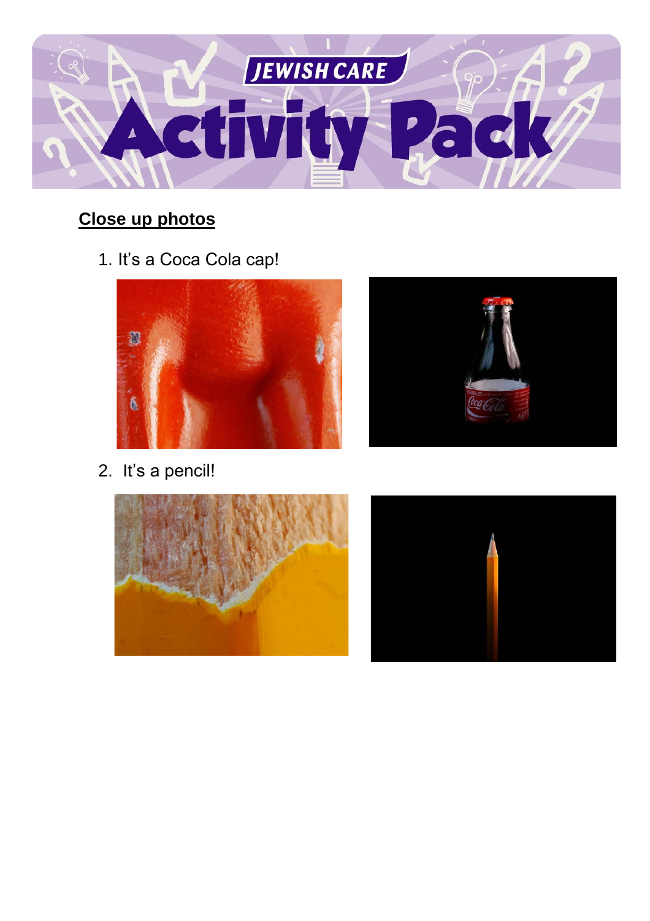## Close up photos

1. It’s a Coca Cola cap!
2. It’s a pencil!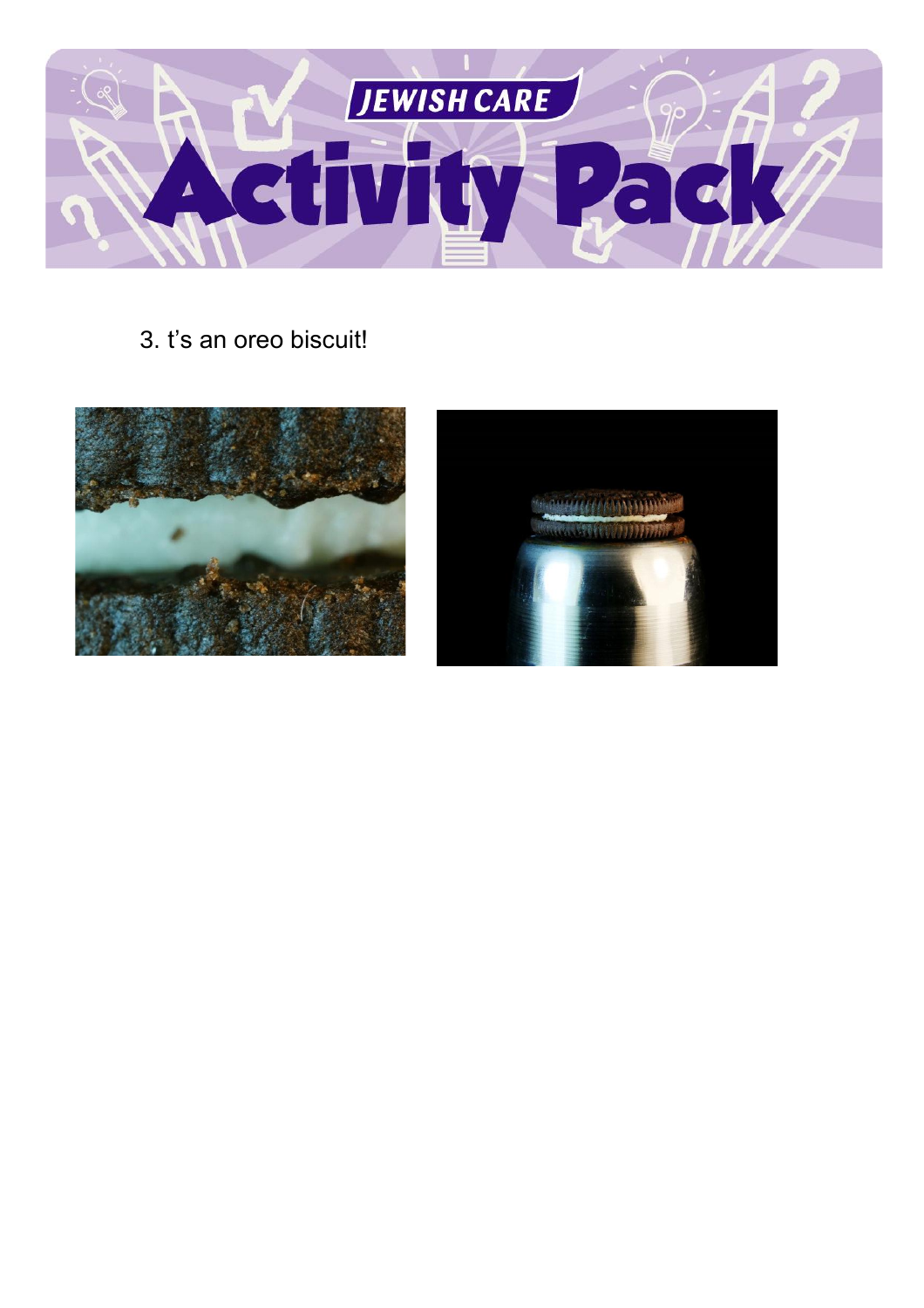3. t's an oreo biscuit!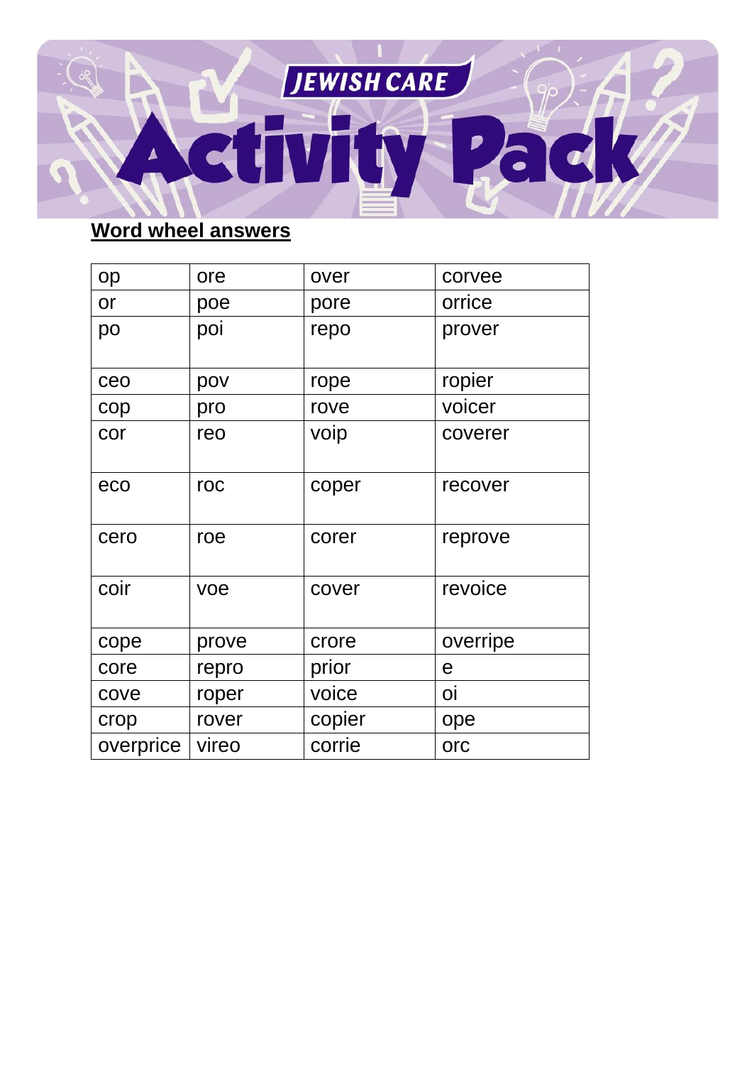## Word wheel answers

| op | ore | over | corvee |
|---|---|---|---|
| or | poe | pore | orrice |
| po | poi | repo | prover |
| ceo | pov | rope | ropier |
| cop | pro | rove | voicer |
| cor | reo | voip | coverer |
| eco | roc | coper | recover |
| cero | roe | corer | reprove |
| coir | voe | cover | revoice |
| cope | prove | crore | overripe |
| core | repro | prior | e |
| cove | roper | voice | oi |
| crop | rover | copier | ope |
| overprice | vireo | corrie | orc |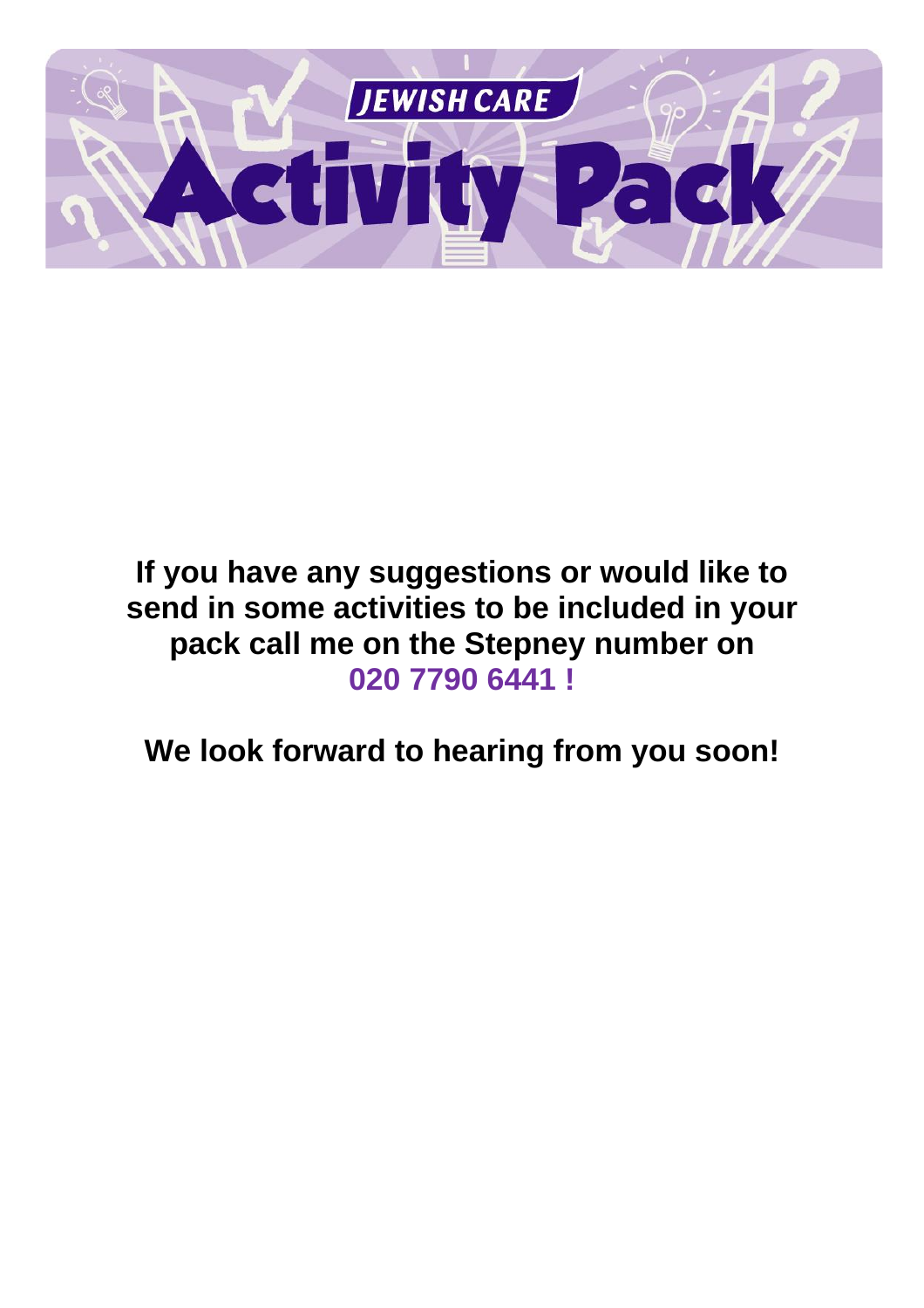**If you have any suggestions or would like to send in some activities to be included in your pack call me on the Stepney number on 020 7790 6441 !**

**We look forward to hearing from you soon!**